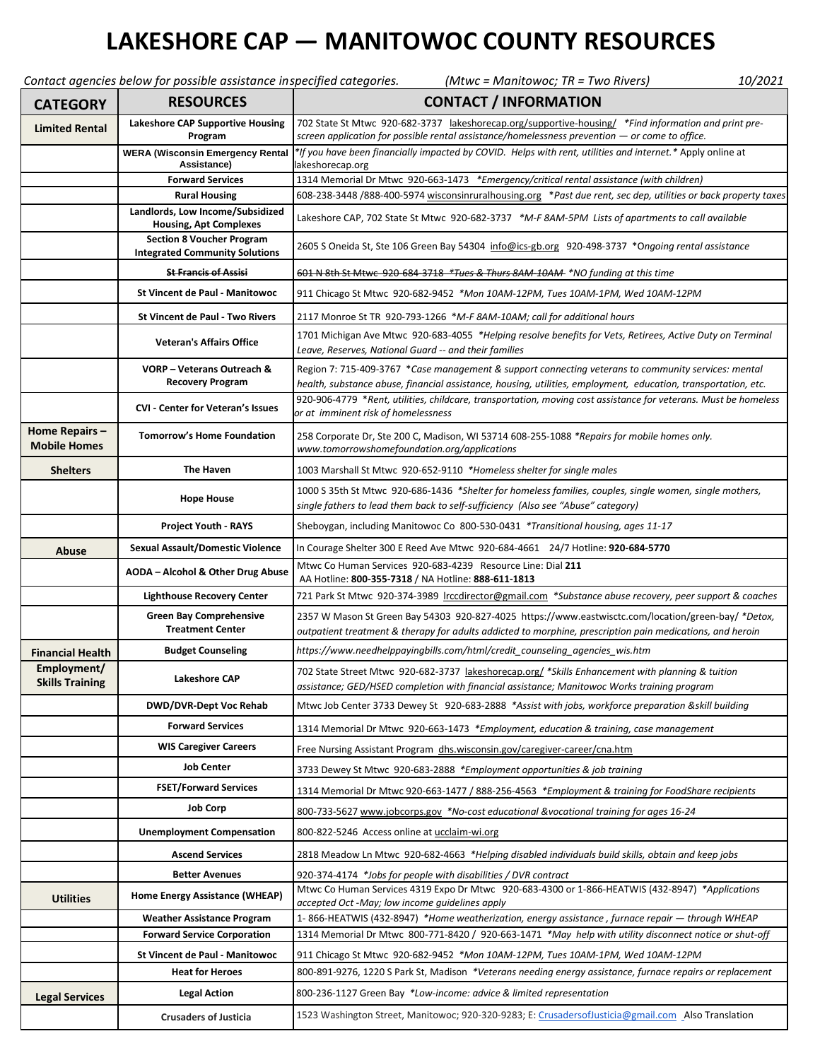# LAKESHORE CAP — MANITOWOC COUNTY RESOURCES

*Contact agencies below for possible assistance inspecified categories.* *(Mtwc = Manitowoc; TR = Two Rivers)* *10/2021*

| CATEGORY | RESOURCES | CONTACT / INFORMATION |
|---|---|---|
| **Limited Rental** | **Lakeshore CAP Supportive Housing Program** | 702 State St Mtwc 920-682-3737 lakeshorecap.org/supportive-housing/ *Find information and print pre-screen application for possible rental assistance/homelessness prevention — or come to office.* |
| | **WERA (Wisconsin Emergency Rental Assistance)** | *If you have been financially impacted by COVID. Helps with rent, utilities and internet.* Apply online at lakeshorecap.org |
| | **Forward Services** | 1314 Memorial Dr Mtwc 920-663-1473 *Emergency/critical rental assistance (with children)* |
| | **Rural Housing** | 608-238-3448 /888-400-5974 wisconsinruralhousing.org *Past due rent, sec dep, utilities or back property taxes* |
| | **Landlords, Low Income/Subsidized Housing, Apt Complexes** | Lakeshore CAP, 702 State St Mtwc 920-682-3737 *M-F 8AM-5PM Lists of apartments to call available* |
| | **Section 8 Voucher Program Integrated Community Solutions** | 2605 S Oneida St, Ste 106 Green Bay 54304 info@ics-gb.org 920-498-3737 *Ongoing rental assistance* |
| | ~~**St Francis of Assisi**~~ | ~~601 N 8th St Mtwc 920-684-3718 *Tues & Thurs 8AM-10AM*~~ *NO funding at this time* |
| | **St Vincent de Paul - Manitowoc** | 911 Chicago St Mtwc 920-682-9452 *Mon 10AM-12PM, Tues 10AM-1PM, Wed 10AM-12PM* |
| | **St Vincent de Paul - Two Rivers** | 2117 Monroe St TR 920-793-1266 *M-F 8AM-10AM; call for additional hours* |
| | **Veteran's Affairs Office** | 1701 Michigan Ave Mtwc 920-683-4055 *Helping resolve benefits for Vets, Retirees, Active Duty on Terminal Leave, Reserves, National Guard -- and their families* |
| | **VORP – Veterans Outreach & Recovery Program** | Region 7: 715-409-3767 *Case management & support connecting veterans to community services: mental health, substance abuse, financial assistance, housing, utilities, employment, education, transportation, etc.* |
| | **CVI - Center for Veteran's Issues** | 920-906-4779 *Rent, utilities, childcare, transportation, moving cost assistance for veterans. Must be homeless or at imminent risk of homelessness* |
| **Home Repairs – Mobile Homes** | **Tomorrow's Home Foundation** | 258 Corporate Dr, Ste 200 C, Madison, WI 53714 608-255-1088 *Repairs for mobile homes only. www.tomorrowshomefoundation.org/applications* |
| **Shelters** | **The Haven** | 1003 Marshall St Mtwc 920-652-9110 *Homeless shelter for single males* |
| | **Hope House** | 1000 S 35th St Mtwc 920-686-1436 *Shelter for homeless families, couples, single women, single mothers, single fathers to lead them back to self-sufficiency (Also see "Abuse" category)* |
| | **Project Youth - RAYS** | Sheboygan, including Manitowoc Co 800-530-0431 *Transitional housing, ages 11-17* |
| **Abuse** | **Sexual Assault/Domestic Violence** | In Courage Shelter 300 E Reed Ave Mtwc 920-684-4661 24/7 Hotline: **920-684-5770** |
| | **AODA – Alcohol & Other Drug Abuse** | Mtwc Co Human Services 920-683-4239 Resource Line: Dial **211** AA Hotline: **800-355-7318** / NA Hotline: **888-611-1813** |
| | **Lighthouse Recovery Center** | 721 Park St Mtwc 920-374-3989 lrccdirector@gmail.com *Substance abuse recovery, peer support & coaches* |
| | **Green Bay Comprehensive Treatment Center** | 2357 W Mason St Green Bay 54303 920-827-4025 https://www.eastwisctc.com/location/green-bay/ *Detox, outpatient treatment & therapy for adults addicted to morphine, prescription pain medications, and heroin* |
| **Financial Health** | **Budget Counseling** | *https://www.needhelppayingbills.com/html/credit_counseling_agencies_wis.htm* |
| **Employment/ Skills Training** | **Lakeshore CAP** | 702 State Street Mtwc 920-682-3737 lakeshorecap.org/ *Skills Enhancement with planning & tuition assistance; GED/HSED completion with financial assistance; Manitowoc Works training program* |
| | **DWD/DVR-Dept Voc Rehab** | Mtwc Job Center 3733 Dewey St 920-683-2888 *Assist with jobs, workforce preparation &skill building* |
| | **Forward Services** | 1314 Memorial Dr Mtwc 920-663-1473 *Employment, education & training, case management* |
| | **WIS Caregiver Careers** | Free Nursing Assistant Program dhs.wisconsin.gov/caregiver-career/cna.htm |
| | **Job Center** | 3733 Dewey St Mtwc 920-683-2888 *Employment opportunities & job training* |
| | **FSET/Forward Services** | 1314 Memorial Dr Mtwc 920-663-1477 / 888-256-4563 *Employment & training for FoodShare recipients* |
| | **Job Corp** | 800-733-5627 www.jobcorps.gov *No-cost educational &vocational training for ages 16-24* |
| | **Unemployment Compensation** | 800-822-5246 Access online at ucclaim-wi.org |
| | **Ascend Services** | 2818 Meadow Ln Mtwc 920-682-4663 *Helping disabled individuals build skills, obtain and keep jobs* |
| | **Better Avenues** | 920-374-4174 *Jobs for people with disabilities / DVR contract* |
| **Utilities** | **Home Energy Assistance (WHEAP)** | Mtwc Co Human Services 4319 Expo Dr Mtwc 920-683-4300 or 1-866-HEATWIS (432-8947) *Applications accepted Oct -May; low income guidelines apply* |
| | **Weather Assistance Program** | 1- 866-HEATWIS (432-8947) *Home weatherization, energy assistance , furnace repair — through WHEAP* |
| | **Forward Service Corporation** | 1314 Memorial Dr Mtwc 800-771-8420 / 920-663-1471 *May help with utility disconnect notice or shut-off* |
| | **St Vincent de Paul - Manitowoc** | 911 Chicago St Mtwc 920-682-9452 *Mon 10AM-12PM, Tues 10AM-1PM, Wed 10AM-12PM* |
| | **Heat for Heroes** | 800-891-9276, 1220 S Park St, Madison *Veterans needing energy assistance, furnace repairs or replacement* |
| **Legal Services** | **Legal Action** | 800-236-1127 Green Bay *Low-income: advice & limited representation* |
| | **Crusaders of Justicia** | 1523 Washington Street, Manitowoc; 920-320-9283; E: CrusadersofJusticia@gmail.com Also Translation |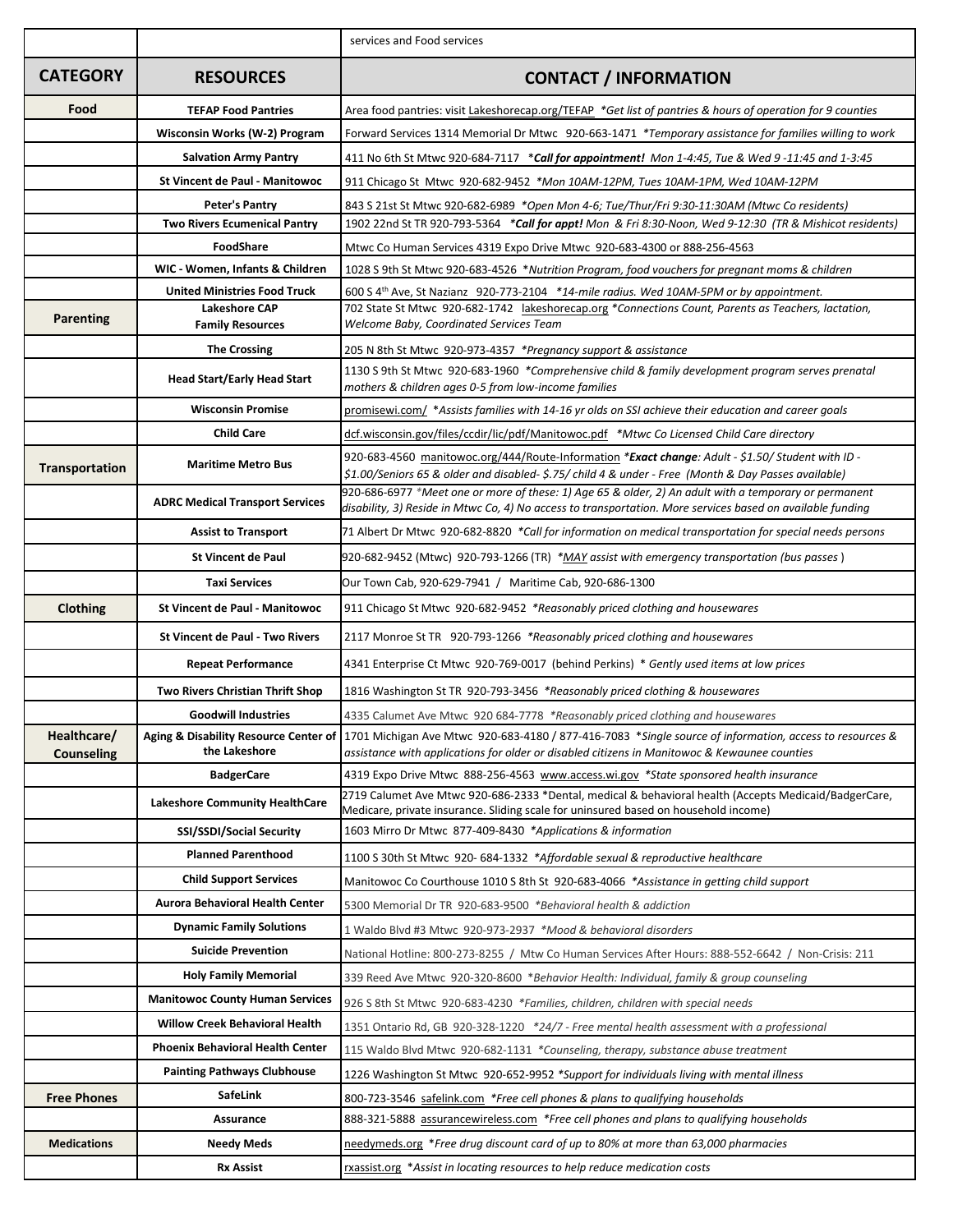| | | |
|---|---|---|
| | | services and Food services |
| **CATEGORY** | **RESOURCES** | **CONTACT / INFORMATION** |
| **Food** | **TEFAP Food Pantries** | Area food pantries: visit Lakeshorecap.org/TEFAP *\*Get list of pantries & hours of operation for 9 counties* |
| | **Wisconsin Works (W-2) Program** | Forward Services 1314 Memorial Dr Mtwc 920-663-1471 *\*Temporary assistance for families willing to work* |
| | **Salvation Army Pantry** | 411 No 6th St Mtwc 920-684-7117 *\**_**Call for appointment!**_ *Mon 1-4:45, Tue & Wed 9 -11:45 and 1-3:45* |
| | **St Vincent de Paul - Manitowoc** | 911 Chicago St Mtwc 920-682-9452 *\*Mon 10AM-12PM, Tues 10AM-1PM, Wed 10AM-12PM* |
| | **Peter's Pantry** | 843 S 21st St Mtwc 920-682-6989 *\*Open Mon 4-6; Tue/Thur/Fri 9:30-11:30AM (Mtwc Co residents)* |
| | **Two Rivers Ecumenical Pantry** | 1902 22nd St TR 920-793-5364 *\**_**Call for appt!**_ *Mon & Fri 8:30-Noon, Wed 9-12:30 (TR & Mishicot residents)* |
| | **FoodShare** | Mtwc Co Human Services 4319 Expo Drive Mtwc 920-683-4300 or 888-256-4563 |
| | **WIC - Women, Infants & Children** | 1028 S 9th St Mtwc 920-683-4526 *\*Nutrition Program, food vouchers for pregnant moms & children* |
| | **United Ministries Food Truck** | 600 S 4th Ave, St Nazianz 920-773-2104 *\*14-mile radius. Wed 10AM-5PM or by appointment.* |
| **Parenting** | **Lakeshore CAP Family Resources** | 702 State St Mtwc 920-682-1742 lakeshorecap.org *\*Connections Count, Parents as Teachers, lactation, Welcome Baby, Coordinated Services Team* |
| | **The Crossing** | 205 N 8th St Mtwc 920-973-4357 *\*Pregnancy support & assistance* |
| | **Head Start/Early Head Start** | 1130 S 9th St Mtwc 920-683-1960 *\*Comprehensive child & family development program serves prenatal mothers & children ages 0-5 from low-income families* |
| | **Wisconsin Promise** | promisewi.com/ *\*Assists families with 14-16 yr olds on SSI achieve their education and career goals* |
| | **Child Care** | dcf.wisconsin.gov/files/ccdir/lic/pdf/Manitowoc.pdf *\*Mtwc Co Licensed Child Care directory* |
| **Transportation** | **Maritime Metro Bus** | 920-683-4560 manitowoc.org/444/Route-Information *\**_**Exact change**_*: Adult - $1.50/ Student with ID - $1.00/Seniors 65 & older and disabled- $.75/ child 4 & under - Free (Month & Day Passes available)* |
| | **ADRC Medical Transport Services** | 920-686-6977 *\*Meet one or more of these: 1) Age 65 & older, 2) An adult with a temporary or permanent disability, 3) Reside in Mtwc Co, 4) No access to transportation. More services based on available funding* |
| | **Assist to Transport** | 71 Albert Dr Mtwc 920-682-8820 *\*Call for information on medical transportation for special needs persons* |
| | **St Vincent de Paul** | 920-682-9452 (Mtwc) 920-793-1266 (TR) *\*MAY assist with emergency transportation (bus passes )* |
| | **Taxi Services** | Our Town Cab, 920-629-7941 / Maritime Cab, 920-686-1300 |
| **Clothing** | **St Vincent de Paul - Manitowoc** | 911 Chicago St Mtwc 920-682-9452 *\*Reasonably priced clothing and housewares* |
| | **St Vincent de Paul - Two Rivers** | 2117 Monroe St TR 920-793-1266 *\*Reasonably priced clothing and housewares* |
| | **Repeat Performance** | 4341 Enterprise Ct Mtwc 920-769-0017 (behind Perkins) *\* Gently used items at low prices* |
| | **Two Rivers Christian Thrift Shop** | 1816 Washington St TR 920-793-3456 *\*Reasonably priced clothing & housewares* |
| | **Goodwill Industries** | 4335 Calumet Ave Mtwc 920 684-7778 *\*Reasonably priced clothing and housewares* |
| **Healthcare/ Counseling** | **Aging & Disability Resource Center of the Lakeshore** | 1701 Michigan Ave Mtwc 920-683-4180 / 877-416-7083 *\*Single source of information, access to resources & assistance with applications for older or disabled citizens in Manitowoc & Kewaunee counties* |
| | **BadgerCare** | 4319 Expo Drive Mtwc 888-256-4563 www.access.wi.gov *\*State sponsored health insurance* |
| | **Lakeshore Community HealthCare** | 2719 Calumet Ave Mtwc 920-686-2333 \*Dental, medical & behavioral health (Accepts Medicaid/BadgerCare, Medicare, private insurance. Sliding scale for uninsured based on household income) |
| | **SSI/SSDI/Social Security** | 1603 Mirro Dr Mtwc 877-409-8430 *\*Applications & information* |
| | **Planned Parenthood** | 1100 S 30th St Mtwc 920- 684-1332 *\*Affordable sexual & reproductive healthcare* |
| | **Child Support Services** | Manitowoc Co Courthouse 1010 S 8th St 920-683-4066 *\*Assistance in getting child support* |
| | **Aurora Behavioral Health Center** | 5300 Memorial Dr TR 920-683-9500 *\*Behavioral health & addiction* |
| | **Dynamic Family Solutions** | 1 Waldo Blvd #3 Mtwc 920-973-2937 *\*Mood & behavioral disorders* |
| | **Suicide Prevention** | National Hotline: 800-273-8255 / Mtw Co Human Services After Hours: 888-552-6642 / Non-Crisis: 211 |
| | **Holy Family Memorial** | 339 Reed Ave Mtwc 920-320-8600 *\*Behavior Health: Individual, family & group counseling* |
| | **Manitowoc County Human Services** | 926 S 8th St Mtwc 920-683-4230 *\*Families, children, children with special needs* |
| | **Willow Creek Behavioral Health** | 1351 Ontario Rd, GB 920-328-1220 *\*24/7 - Free mental health assessment with a professional* |
| | **Phoenix Behavioral Health Center** | 115 Waldo Blvd Mtwc 920-682-1131 *\*Counseling, therapy, substance abuse treatment* |
| | **Painting Pathways Clubhouse** | 1226 Washington St Mtwc 920-652-9952 *\*Support for individuals living with mental illness* |
| **Free Phones** | **SafeLink** | 800-723-3546 safelink.com *\*Free cell phones & plans to qualifying households* |
| | **Assurance** | 888-321-5888 assurancewireless.com *\*Free cell phones and plans to qualifying households* |
| **Medications** | **Needy Meds** | needymeds.org *\*Free drug discount card of up to 80% at more than 63,000 pharmacies* |
| | **Rx Assist** | rxassist.org *\*Assist in locating resources to help reduce medication costs* |